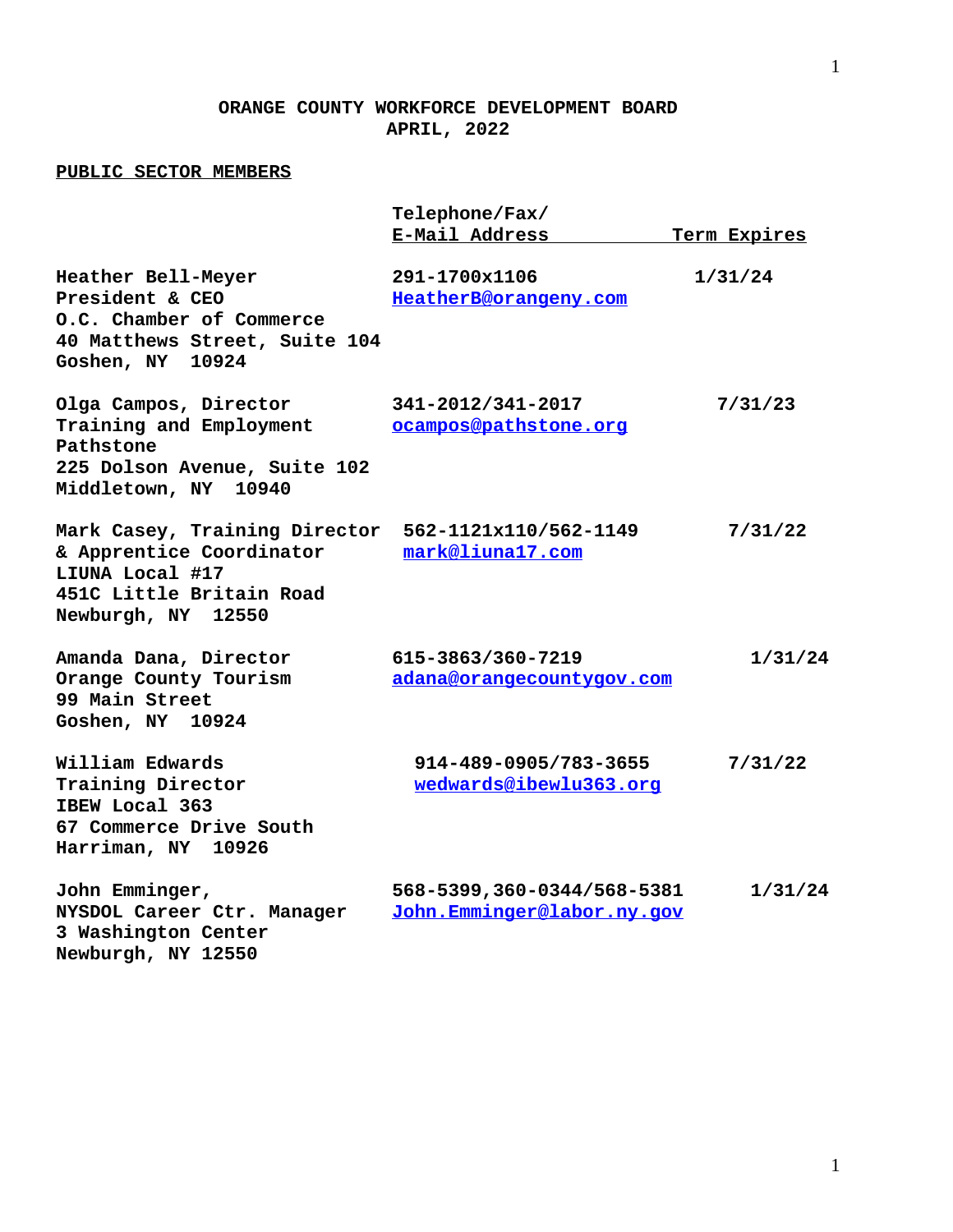# ORANGE COUNTY WORKFORCE DEVELOPMENT BOARD
## APRIL, 2022

**PUBLIC SECTOR MEMBERS**

| | Telephone/Fax/ E-Mail Address | Term Expires |
|---|---|---|
| **Heather Bell-Meyer**<br>President & CEO<br>O.C. Chamber of Commerce<br>40 Matthews Street, Suite 104<br>Goshen, NY 10924 | 291-1700x1106<br>HeatherB@orangeny.com | 1/31/24 |
| **Olga Campos, Director**<br>Training and Employment<br>Pathstone<br>225 Dolson Avenue, Suite 102<br>Middletown, NY 10940 | 341-2012/341-2017<br>ocampos@pathstone.org | 7/31/23 |
| **Mark Casey, Training Director**<br>& Apprentice Coordinator<br>LIUNA Local #17<br>451C Little Britain Road<br>Newburgh, NY 12550 | 562-1121x110/562-1149<br>mark@liuna17.com | 7/31/22 |
| **Amanda Dana, Director**<br>Orange County Tourism<br>99 Main Street<br>Goshen, NY 10924 | 615-3863/360-7219<br>adana@orangecountygov.com | 1/31/24 |
| **William Edwards**<br>Training Director<br>IBEW Local 363<br>67 Commerce Drive South<br>Harriman, NY 10926 | 914-489-0905/783-3655<br>wedwards@ibewlu363.org | 7/31/22 |
| **John Emminger,**<br>NYSDOL Career Ctr. Manager<br>3 Washington Center<br>Newburgh, NY 12550 | 568-5399,360-0344/568-5381<br>John.Emminger@labor.ny.gov | 1/31/24 |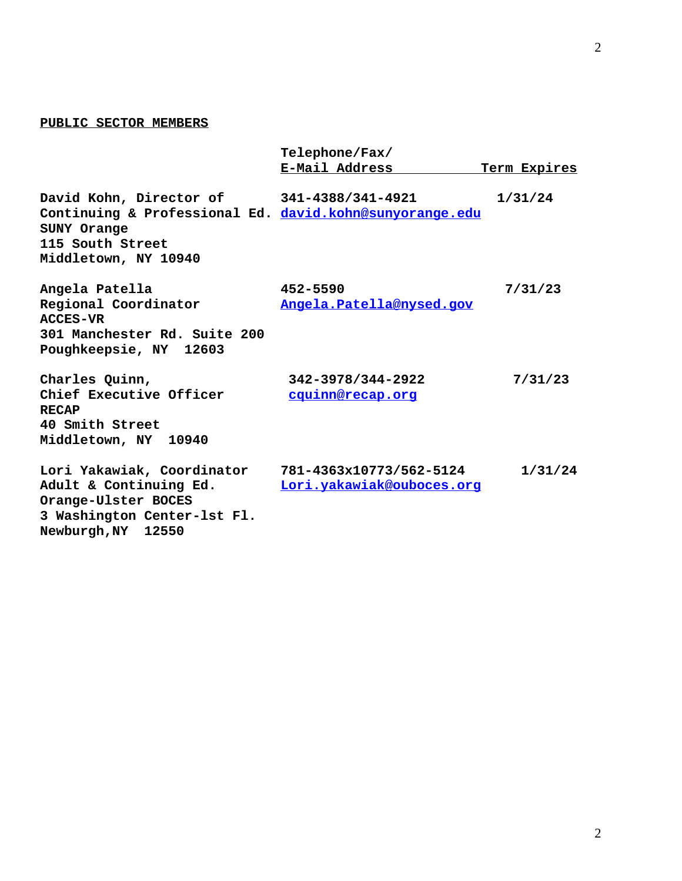**PUBLIC SECTOR MEMBERS**

| | Telephone/Fax/ E-Mail Address | Term Expires |
|---|---|---|
| David Kohn, Director of Continuing & Professional Ed. SUNY Orange 115 South Street Middletown, NY 10940 | 341-4388/341-4921 david.kohn@sunyorange.edu | 1/31/24 |
| Angela Patella Regional Coordinator ACCES-VR 301 Manchester Rd. Suite 200 Poughkeepsie, NY 12603 | 452-5590 Angela.Patella@nysed.gov | 7/31/23 |
| Charles Quinn, Chief Executive Officer RECAP 40 Smith Street Middletown, NY 10940 | 342-3978/344-2922 cquinn@recap.org | 7/31/23 |
| Lori Yakawiak, Coordinator Adult & Continuing Ed. Orange-Ulster BOCES 3 Washington Center-1st Fl. Newburgh,NY 12550 | 781-4363x10773/562-5124 Lori.yakawiak@ouboces.org | 1/31/24 |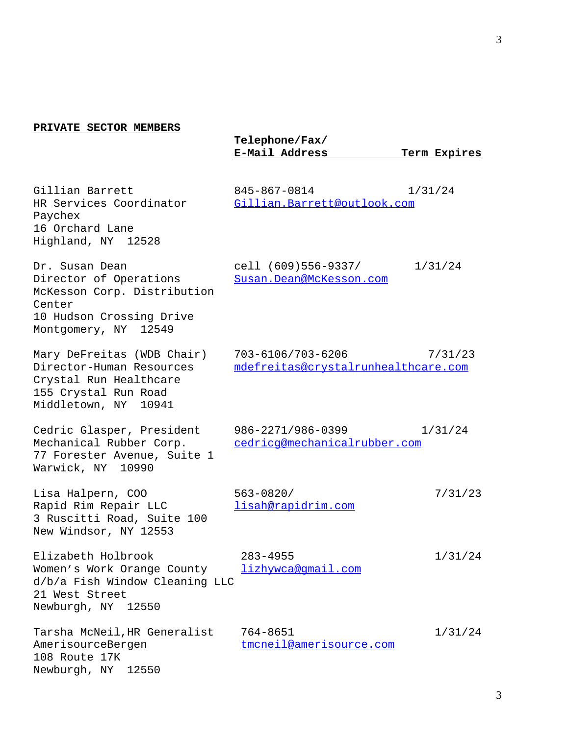**PRIVATE SECTOR MEMBERS**

| | Telephone/Fax/ E-Mail Address | Term Expires |
|---|---|---|
| Gillian Barrett<br>HR Services Coordinator<br>Paychex<br>16 Orchard Lane<br>Highland, NY 12528 | 845-867-0814<br>Gillian.Barrett@outlook.com | 1/31/24 |
| Dr. Susan Dean<br>Director of Operations<br>McKesson Corp. Distribution Center<br>10 Hudson Crossing Drive<br>Montgomery, NY 12549 | cell (609)556-9337/<br>Susan.Dean@McKesson.com | 1/31/24 |
| Mary DeFreitas (WDB Chair)<br>Director-Human Resources<br>Crystal Run Healthcare<br>155 Crystal Run Road<br>Middletown, NY 10941 | 703-6106/703-6206<br>mdefreitas@crystalrunhealthcare.com | 7/31/23 |
| Cedric Glasper, President<br>Mechanical Rubber Corp.<br>77 Forester Avenue, Suite 1<br>Warwick, NY 10990 | 986-2271/986-0399<br>cedricg@mechanicalrubber.com | 1/31/24 |
| Lisa Halpern, COO<br>Rapid Rim Repair LLC<br>3 Ruscitti Road, Suite 100<br>New Windsor, NY 12553 | 563-0820/<br>lisah@rapidrim.com | 7/31/23 |
| Elizabeth Holbrook<br>Women's Work Orange County d/b/a Fish Window Cleaning LLC<br>21 West Street<br>Newburgh, NY 12550 | 283-4955<br>lizhywca@gmail.com | 1/31/24 |
| Tarsha McNeil, HR Generalist<br>AmerisourceBergen<br>108 Route 17K<br>Newburgh, NY 12550 | 764-8651<br>tmcneil@amerisource.com | 1/31/24 |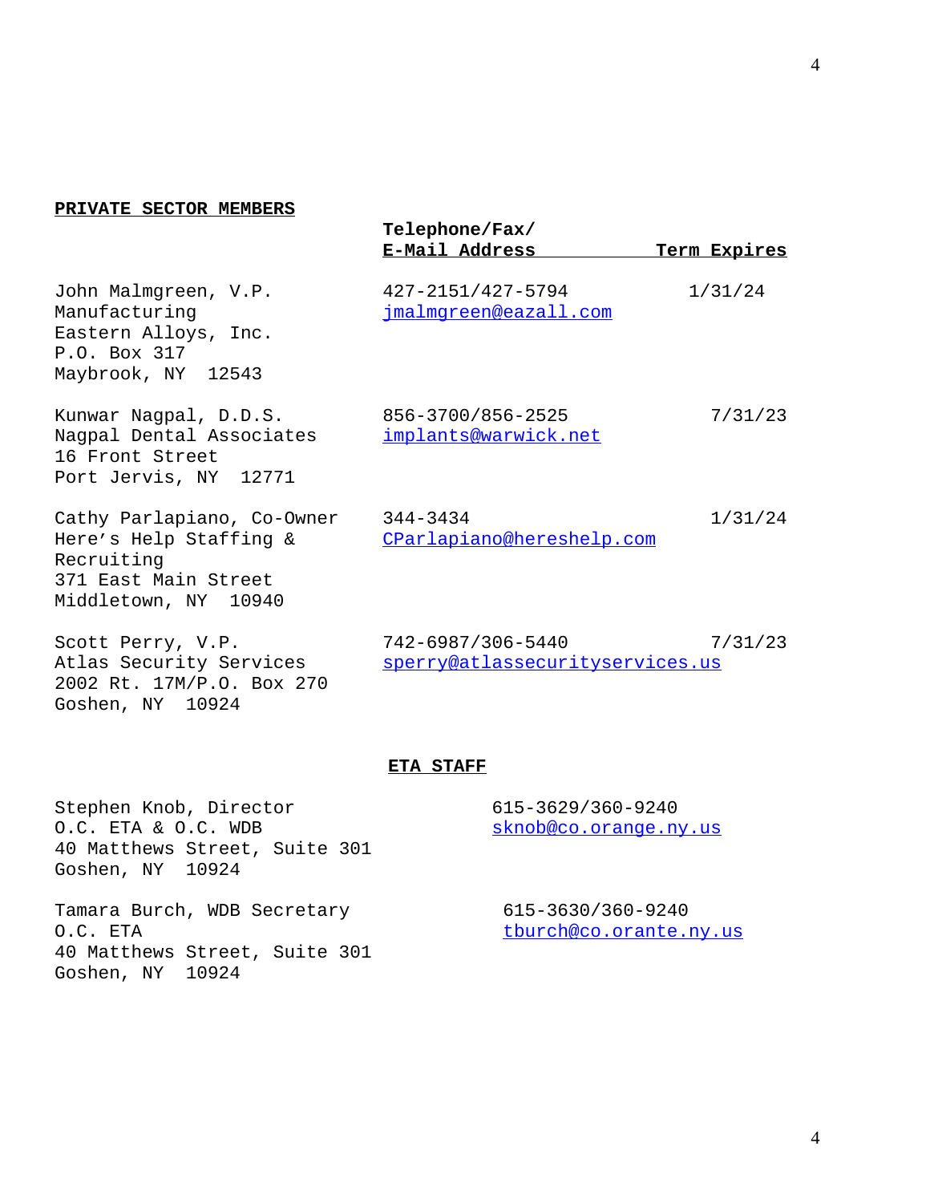## PRIVATE SECTOR MEMBERS

| | Telephone/Fax/ E-Mail Address | Term Expires |
|---|---|---|
| John Malmgreen, V.P. Manufacturing<br>Eastern Alloys, Inc.<br>P.O. Box 317<br>Maybrook, NY 12543 | 427-2151/427-5794<br>jmalmgreen@eazall.com | 1/31/24 |
| Kunwar Nagpal, D.D.S.<br>Nagpal Dental Associates<br>16 Front Street<br>Port Jervis, NY 12771 | 856-3700/856-2525<br>implants@warwick.net | 7/31/23 |
| Cathy Parlapiano, Co-Owner<br>Here's Help Staffing & Recruiting<br>371 East Main Street<br>Middletown, NY 10940 | 344-3434<br>CParlapiano@hereshelp.com | 1/31/24 |
| Scott Perry, V.P.<br>Atlas Security Services<br>2002 Rt. 17M/P.O. Box 270<br>Goshen, NY 10924 | 742-6987/306-5440<br>sperry@atlassecurityservices.us | 7/31/23 |

## ETA STAFF

| | |
|---|---|
| Stephen Knob, Director<br>O.C. ETA & O.C. WDB<br>40 Matthews Street, Suite 301<br>Goshen, NY 10924 | 615-3629/360-9240<br>sknob@co.orange.ny.us |
| Tamara Burch, WDB Secretary<br>O.C. ETA<br>40 Matthews Street, Suite 301<br>Goshen, NY 10924 | 615-3630/360-9240<br>tburch@co.orante.ny.us |